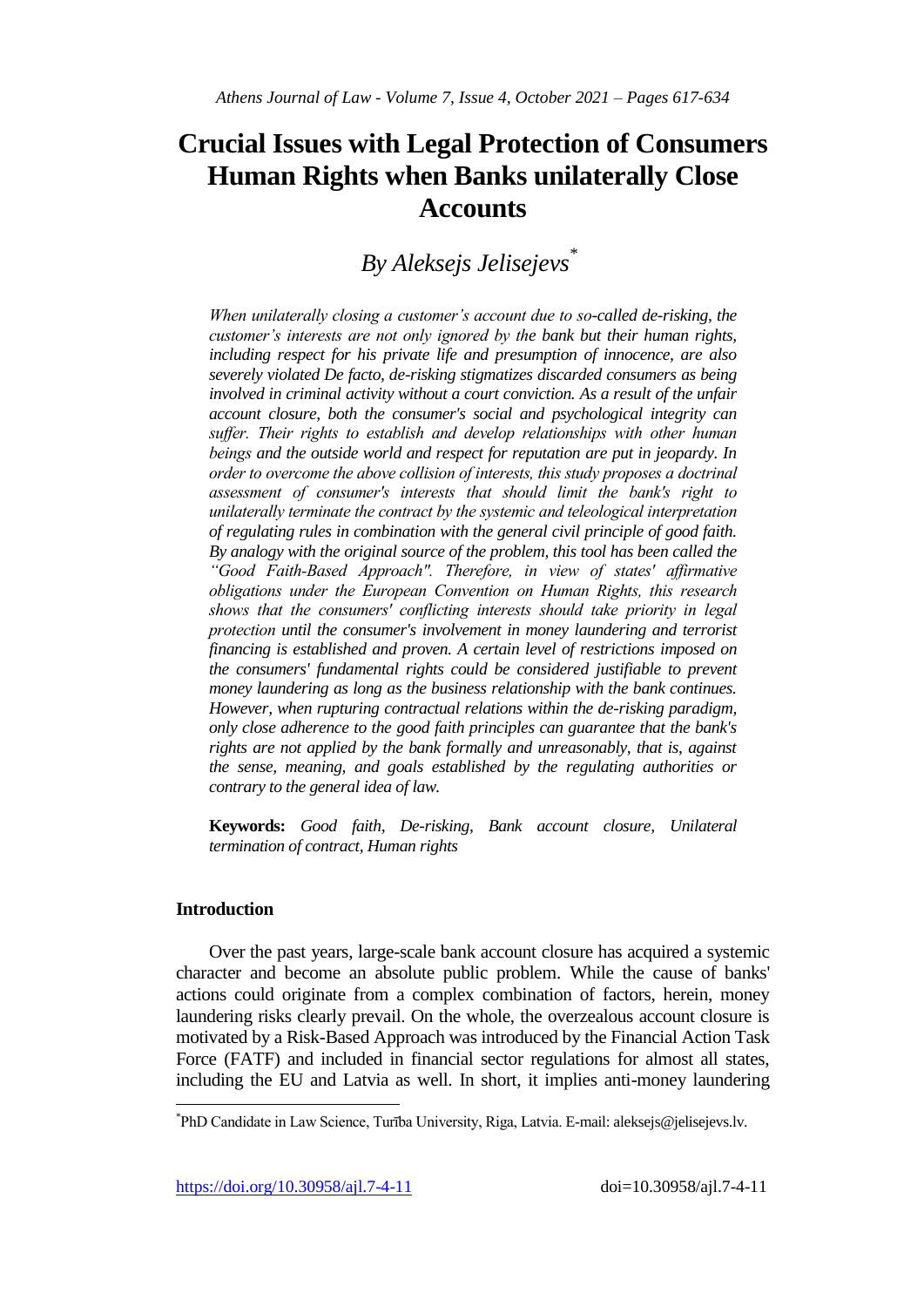# Crucial Issues with Legal Protection of Consumers Human Rights when Banks unilaterally Close Accounts

## *By Aleksejs Jelisejevs*[*]

*When unilaterally closing a customer's account due to so-called de-risking, the customer's interests are not only ignored by the bank but their human rights, including respect for his private life and presumption of innocence, are also severely violated De facto, de-risking stigmatizes discarded consumers as being involved in criminal activity without a court conviction. As a result of the unfair account closure, both the consumer's social and psychological integrity can suffer. Their rights to establish and develop relationships with other human beings and the outside world and respect for reputation are put in jeopardy. In order to overcome the above collision of interests, this study proposes a doctrinal assessment of consumer's interests that should limit the bank's right to unilaterally terminate the contract by the systemic and teleological interpretation of regulating rules in combination with the general civil principle of good faith. By analogy with the original source of the problem, this tool has been called the "Good Faith-Based Approach". Therefore, in view of states' affirmative obligations under the European Convention on Human Rights, this research shows that the consumers' conflicting interests should take priority in legal protection until the consumer's involvement in money laundering and terrorist financing is established and proven. A certain level of restrictions imposed on the consumers' fundamental rights could be considered justifiable to prevent money laundering as long as the business relationship with the bank continues. However, when rupturing contractual relations within the de-risking paradigm, only close adherence to the good faith principles can guarantee that the bank's rights are not applied by the bank formally and unreasonably, that is, against the sense, meaning, and goals established by the regulating authorities or contrary to the general idea of law.*

**Keywords:** *Good faith, De-risking, Bank account closure, Unilateral termination of contract, Human rights*

### Introduction

Over the past years, large-scale bank account closure has acquired a systemic character and become an absolute public problem. While the cause of banks' actions could originate from a complex combination of factors, herein, money laundering risks clearly prevail. On the whole, the overzealous account closure is motivated by a Risk-Based Approach was introduced by the Financial Action Task Force (FATF) and included in financial sector regulations for almost all states, including the EU and Latvia as well. In short, it implies anti-money laundering

[*] PhD Candidate in Law Science, Turība University, Riga, Latvia. E-mail: aleksejs@jelisejevs.lv.

https://doi.org/10.30958/ajl.7-4-11 doi=10.30958/ajl.7-4-11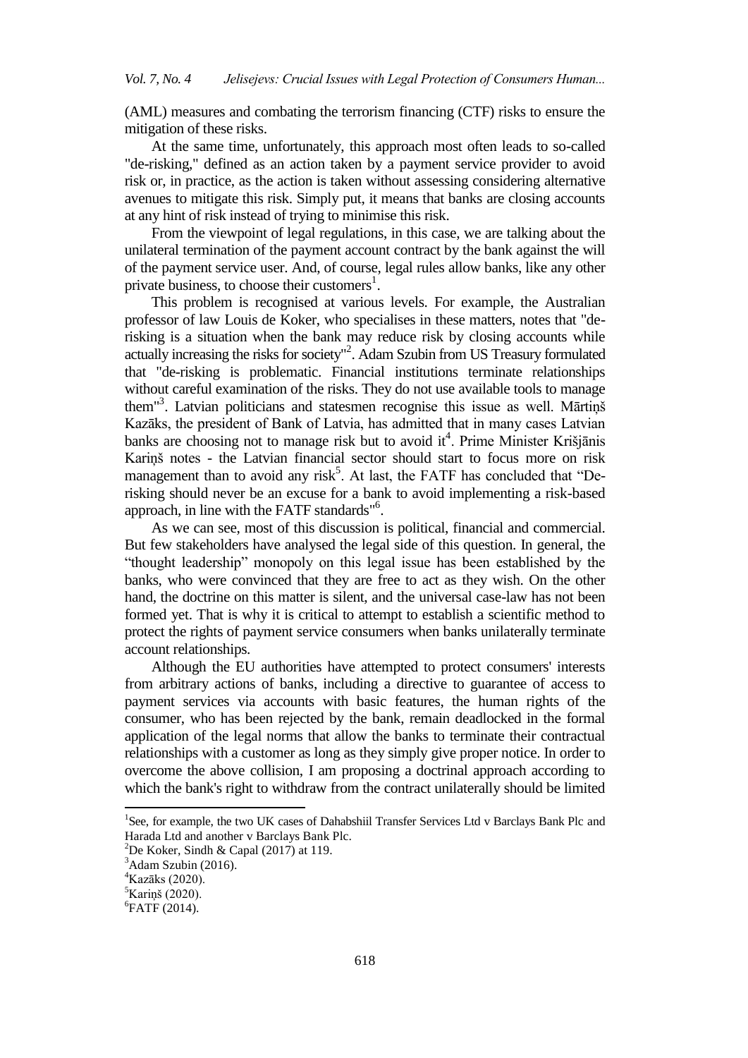(AML) measures and combating the terrorism financing (CTF) risks to ensure the mitigation of these risks.

At the same time, unfortunately, this approach most often leads to so-called "de-risking," defined as an action taken by a payment service provider to avoid risk or, in practice, as the action is taken without assessing considering alternative avenues to mitigate this risk. Simply put, it means that banks are closing accounts at any hint of risk instead of trying to minimise this risk.

From the viewpoint of legal regulations, in this case, we are talking about the unilateral termination of the payment account contract by the bank against the will of the payment service user. And, of course, legal rules allow banks, like any other private business, to choose their customers[1].

This problem is recognised at various levels. For example, the Australian professor of law Louis de Koker, who specialises in these matters, notes that "de-risking is a situation when the bank may reduce risk by closing accounts while actually increasing the risks for society"[2]. Adam Szubin from US Treasury formulated that "de-risking is problematic. Financial institutions terminate relationships without careful examination of the risks. They do not use available tools to manage them"[3]. Latvian politicians and statesmen recognise this issue as well. Mārtiņš Kazāks, the president of Bank of Latvia, has admitted that in many cases Latvian banks are choosing not to manage risk but to avoid it[4]. Prime Minister Krišjānis Kariņš notes - the Latvian financial sector should start to focus more on risk management than to avoid any risk[5]. At last, the FATF has concluded that "De-risking should never be an excuse for a bank to avoid implementing a risk-based approach, in line with the FATF standards"[6].

As we can see, most of this discussion is political, financial and commercial. But few stakeholders have analysed the legal side of this question. In general, the "thought leadership" monopoly on this legal issue has been established by the banks, who were convinced that they are free to act as they wish. On the other hand, the doctrine on this matter is silent, and the universal case-law has not been formed yet. That is why it is critical to attempt to establish a scientific method to protect the rights of payment service consumers when banks unilaterally terminate account relationships.

Although the EU authorities have attempted to protect consumers' interests from arbitrary actions of banks, including a directive to guarantee of access to payment services via accounts with basic features, the human rights of the consumer, who has been rejected by the bank, remain deadlocked in the formal application of the legal norms that allow the banks to terminate their contractual relationships with a customer as long as they simply give proper notice. In order to overcome the above collision, I am proposing a doctrinal approach according to which the bank's right to withdraw from the contract unilaterally should be limited

---

[1] See, for example, the two UK cases of Dahabshiil Transfer Services Ltd v Barclays Bank Plc and Harada Ltd and another v Barclays Bank Plc.

[2] De Koker, Sindh & Capal (2017) at 119.

[3] Adam Szubin (2016).

[4] Kazāks (2020).

[5] Kariņš (2020).

[6] FATF (2014).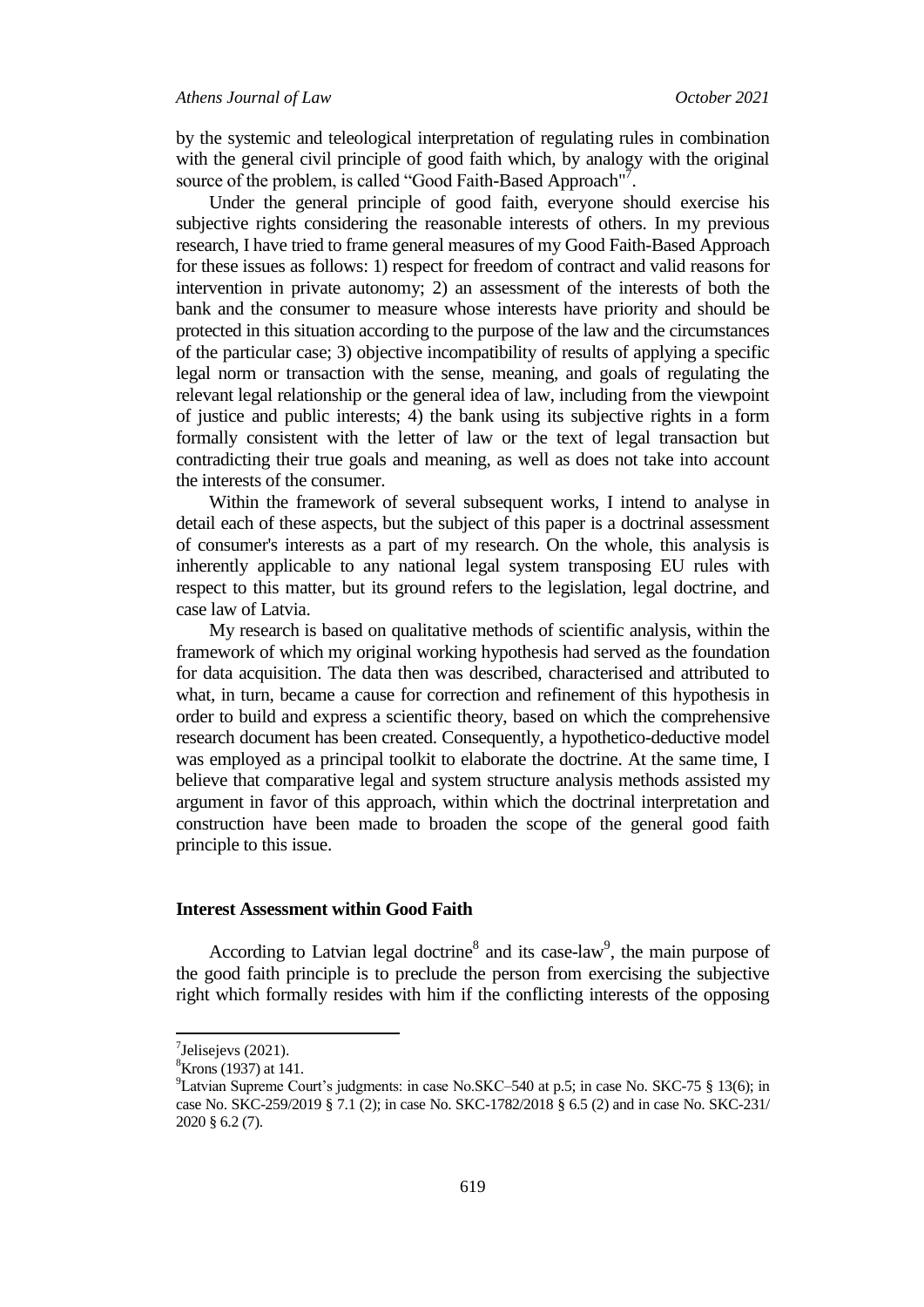by the systemic and teleological interpretation of regulating rules in combination with the general civil principle of good faith which, by analogy with the original source of the problem, is called "Good Faith-Based Approach"[7].

Under the general principle of good faith, everyone should exercise his subjective rights considering the reasonable interests of others. In my previous research, I have tried to frame general measures of my Good Faith-Based Approach for these issues as follows: 1) respect for freedom of contract and valid reasons for intervention in private autonomy; 2) an assessment of the interests of both the bank and the consumer to measure whose interests have priority and should be protected in this situation according to the purpose of the law and the circumstances of the particular case; 3) objective incompatibility of results of applying a specific legal norm or transaction with the sense, meaning, and goals of regulating the relevant legal relationship or the general idea of law, including from the viewpoint of justice and public interests; 4) the bank using its subjective rights in a form formally consistent with the letter of law or the text of legal transaction but contradicting their true goals and meaning, as well as does not take into account the interests of the consumer.

Within the framework of several subsequent works, I intend to analyse in detail each of these aspects, but the subject of this paper is a doctrinal assessment of consumer's interests as a part of my research. On the whole, this analysis is inherently applicable to any national legal system transposing EU rules with respect to this matter, but its ground refers to the legislation, legal doctrine, and case law of Latvia.

My research is based on qualitative methods of scientific analysis, within the framework of which my original working hypothesis had served as the foundation for data acquisition. The data then was described, characterised and attributed to what, in turn, became a cause for correction and refinement of this hypothesis in order to build and express a scientific theory, based on which the comprehensive research document has been created. Consequently, a hypothetico-deductive model was employed as a principal toolkit to elaborate the doctrine. At the same time, I believe that comparative legal and system structure analysis methods assisted my argument in favor of this approach, within which the doctrinal interpretation and construction have been made to broaden the scope of the general good faith principle to this issue.

## Interest Assessment within Good Faith

According to Latvian legal doctrine[8] and its case-law[9], the main purpose of the good faith principle is to preclude the person from exercising the subjective right which formally resides with him if the conflicting interests of the opposing

---

[7] Jelisejevs (2021).

[8] Krons (1937) at 141.

[9] Latvian Supreme Court's judgments: in case No.SKC–540 at p.5; in case No. SKC-75 § 13(6); in case No. SKC-259/2019 § 7.1 (2); in case No. SKC-1782/2018 § 6.5 (2) and in case No. SKC-231/2020 § 6.2 (7).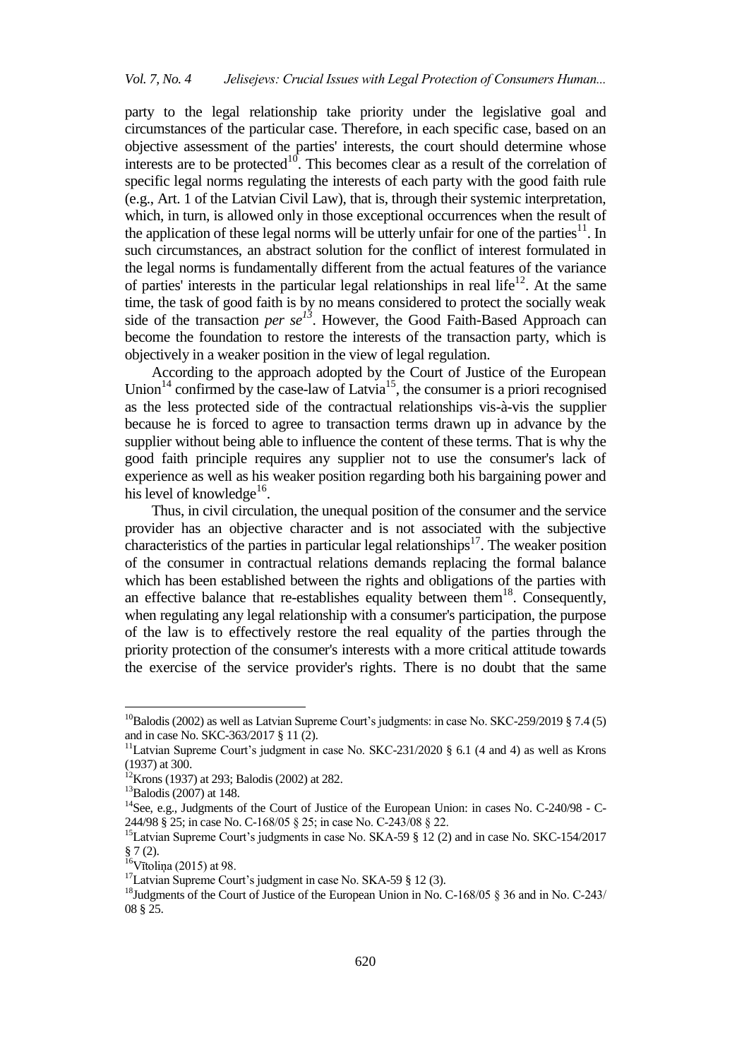party to the legal relationship take priority under the legislative goal and circumstances of the particular case. Therefore, in each specific case, based on an objective assessment of the parties' interests, the court should determine whose interests are to be protected[10]. This becomes clear as a result of the correlation of specific legal norms regulating the interests of each party with the good faith rule (e.g., Art. 1 of the Latvian Civil Law), that is, through their systemic interpretation, which, in turn, is allowed only in those exceptional occurrences when the result of the application of these legal norms will be utterly unfair for one of the parties[11]. In such circumstances, an abstract solution for the conflict of interest formulated in the legal norms is fundamentally different from the actual features of the variance of parties' interests in the particular legal relationships in real life[12]. At the same time, the task of good faith is by no means considered to protect the socially weak side of the transaction *per se*[13]. However, the Good Faith-Based Approach can become the foundation to restore the interests of the transaction party, which is objectively in a weaker position in the view of legal regulation.

According to the approach adopted by the Court of Justice of the European Union[14] confirmed by the case-law of Latvia[15], the consumer is a priori recognised as the less protected side of the contractual relationships vis-à-vis the supplier because he is forced to agree to transaction terms drawn up in advance by the supplier without being able to influence the content of these terms. That is why the good faith principle requires any supplier not to use the consumer's lack of experience as well as his weaker position regarding both his bargaining power and his level of knowledge[16].

Thus, in civil circulation, the unequal position of the consumer and the service provider has an objective character and is not associated with the subjective characteristics of the parties in particular legal relationships[17]. The weaker position of the consumer in contractual relations demands replacing the formal balance which has been established between the rights and obligations of the parties with an effective balance that re-establishes equality between them[18]. Consequently, when regulating any legal relationship with a consumer's participation, the purpose of the law is to effectively restore the real equality of the parties through the priority protection of the consumer's interests with a more critical attitude towards the exercise of the service provider's rights. There is no doubt that the same

---

[10] Balodis (2002) as well as Latvian Supreme Court's judgments: in case No. SKC-259/2019 § 7.4 (5) and in case No. SKC-363/2017 § 11 (2).

[11] Latvian Supreme Court's judgment in case No. SKC-231/2020 § 6.1 (4 and 4) as well as Krons (1937) at 300.

[12] Krons (1937) at 293; Balodis (2002) at 282.

[13] Balodis (2007) at 148.

[14] See, e.g., Judgments of the Court of Justice of the European Union: in cases No. C-240/98 - C-244/98 § 25; in case No. C-168/05 § 25; in case No. C-243/08 § 22.

[15] Latvian Supreme Court's judgments in case No. SKA-59 § 12 (2) and in case No. SKC-154/2017 § 7 (2).

[16] Vītoliņa (2015) at 98.

[17] Latvian Supreme Court's judgment in case No. SKA-59 § 12 (3).

[18] Judgments of the Court of Justice of the European Union in No. C-168/05 § 36 and in No. C-243/08 § 25.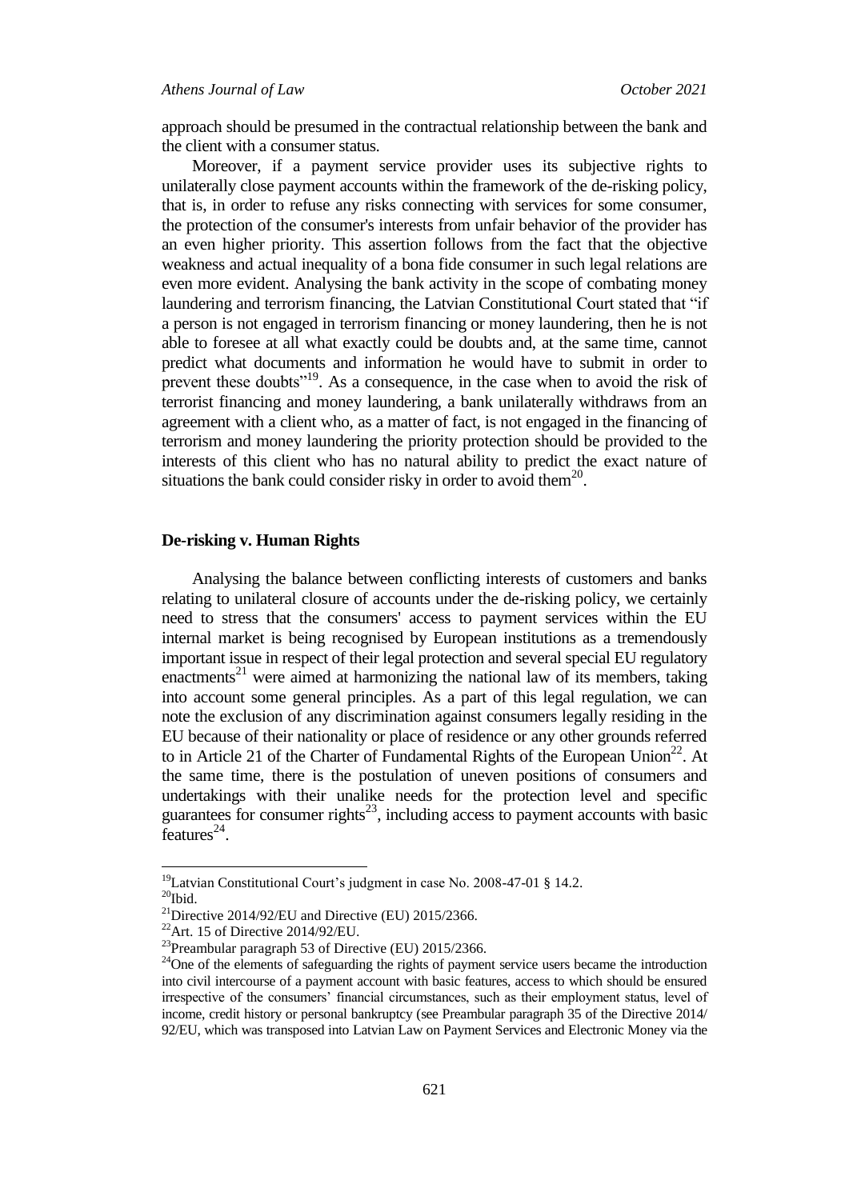approach should be presumed in the contractual relationship between the bank and the client with a consumer status.

Moreover, if a payment service provider uses its subjective rights to unilaterally close payment accounts within the framework of the de-risking policy, that is, in order to refuse any risks connecting with services for some consumer, the protection of the consumer's interests from unfair behavior of the provider has an even higher priority. This assertion follows from the fact that the objective weakness and actual inequality of a bona fide consumer in such legal relations are even more evident. Analysing the bank activity in the scope of combating money laundering and terrorism financing, the Latvian Constitutional Court stated that "if a person is not engaged in terrorism financing or money laundering, then he is not able to foresee at all what exactly could be doubts and, at the same time, cannot predict what documents and information he would have to submit in order to prevent these doubts"[19]. As a consequence, in the case when to avoid the risk of terrorist financing and money laundering, a bank unilaterally withdraws from an agreement with a client who, as a matter of fact, is not engaged in the financing of terrorism and money laundering the priority protection should be provided to the interests of this client who has no natural ability to predict the exact nature of situations the bank could consider risky in order to avoid them[20].

## De-risking v. Human Rights

Analysing the balance between conflicting interests of customers and banks relating to unilateral closure of accounts under the de-risking policy, we certainly need to stress that the consumers' access to payment services within the EU internal market is being recognised by European institutions as a tremendously important issue in respect of their legal protection and several special EU regulatory enactments[21] were aimed at harmonizing the national law of its members, taking into account some general principles. As a part of this legal regulation, we can note the exclusion of any discrimination against consumers legally residing in the EU because of their nationality or place of residence or any other grounds referred to in Article 21 of the Charter of Fundamental Rights of the European Union[22]. At the same time, there is the postulation of uneven positions of consumers and undertakings with their unalike needs for the protection level and specific guarantees for consumer rights[23], including access to payment accounts with basic features[24].

---

[19]Latvian Constitutional Court's judgment in case No. 2008-47-01 § 14.2.

[20]Ibid.

[21]Directive 2014/92/EU and Directive (EU) 2015/2366.

[22]Art. 15 of Directive 2014/92/EU.

[23]Preambular paragraph 53 of Directive (EU) 2015/2366.

[24]One of the elements of safeguarding the rights of payment service users became the introduction into civil intercourse of a payment account with basic features, access to which should be ensured irrespective of the consumers' financial circumstances, such as their employment status, level of income, credit history or personal bankruptcy (see Preambular paragraph 35 of the Directive 2014/92/EU, which was transposed into Latvian Law on Payment Services and Electronic Money via the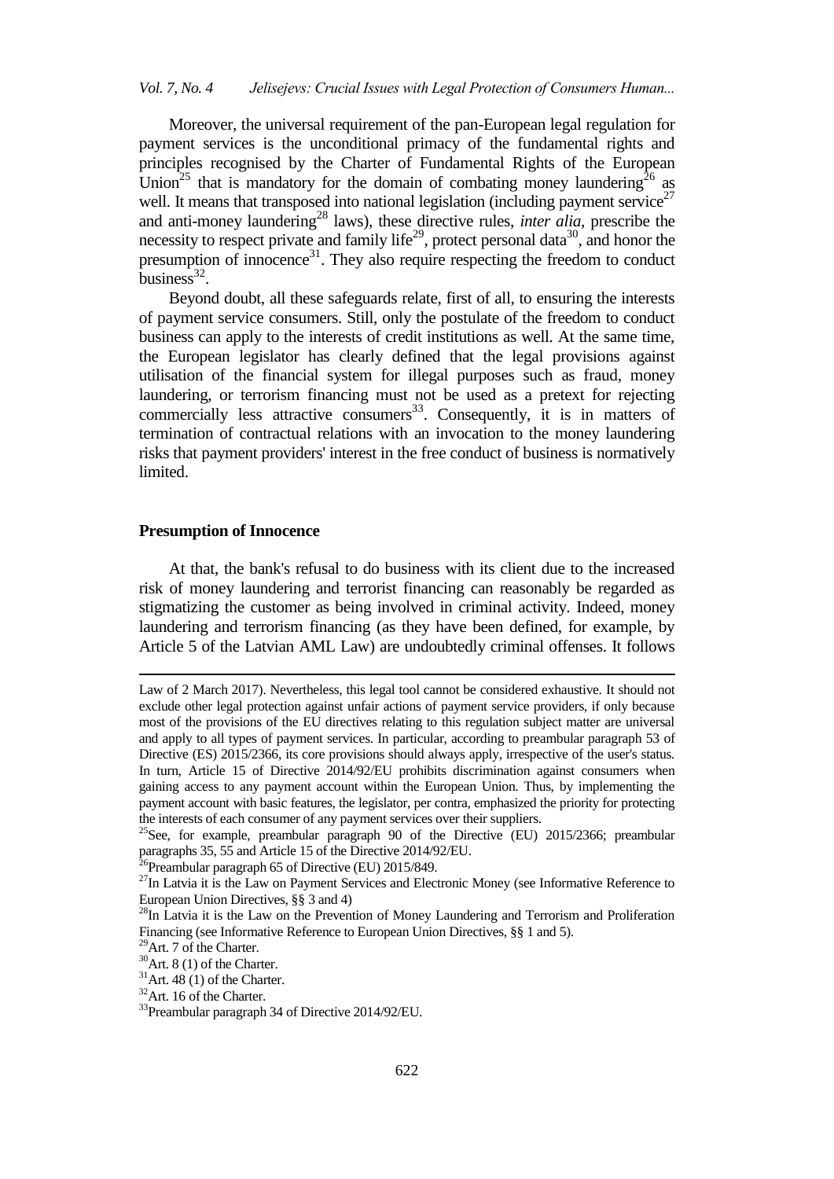Moreover, the universal requirement of the pan-European legal regulation for payment services is the unconditional primacy of the fundamental rights and principles recognised by the Charter of Fundamental Rights of the European Union[25] that is mandatory for the domain of combating money laundering[26] as well. It means that transposed into national legislation (including payment service[27] and anti-money laundering[28] laws), these directive rules, *inter alia*, prescribe the necessity to respect private and family life[29], protect personal data[30], and honor the presumption of innocence[31]. They also require respecting the freedom to conduct business[32].

Beyond doubt, all these safeguards relate, first of all, to ensuring the interests of payment service consumers. Still, only the postulate of the freedom to conduct business can apply to the interests of credit institutions as well. At the same time, the European legislator has clearly defined that the legal provisions against utilisation of the financial system for illegal purposes such as fraud, money laundering, or terrorism financing must not be used as a pretext for rejecting commercially less attractive consumers[33]. Consequently, it is in matters of termination of contractual relations with an invocation to the money laundering risks that payment providers' interest in the free conduct of business is normatively limited.

## Presumption of Innocence

At that, the bank's refusal to do business with its client due to the increased risk of money laundering and terrorist financing can reasonably be regarded as stigmatizing the customer as being involved in criminal activity. Indeed, money laundering and terrorism financing (as they have been defined, for example, by Article 5 of the Latvian AML Law) are undoubtedly criminal offenses. It follows

---

Law of 2 March 2017). Nevertheless, this legal tool cannot be considered exhaustive. It should not exclude other legal protection against unfair actions of payment service providers, if only because most of the provisions of the EU directives relating to this regulation subject matter are universal and apply to all types of payment services. In particular, according to preambular paragraph 53 of Directive (ES) 2015/2366, its core provisions should always apply, irrespective of the user's status. In turn, Article 15 of Directive 2014/92/EU prohibits discrimination against consumers when gaining access to any payment account within the European Union. Thus, by implementing the payment account with basic features, the legislator, per contra, emphasized the priority for protecting the interests of each consumer of any payment services over their suppliers.

[25] See, for example, preambular paragraph 90 of the Directive (EU) 2015/2366; preambular paragraphs 35, 55 and Article 15 of the Directive 2014/92/EU.

[26] Preambular paragraph 65 of Directive (EU) 2015/849.

[27] In Latvia it is the Law on Payment Services and Electronic Money (see Informative Reference to European Union Directives, §§ 3 and 4)

[28] In Latvia it is the Law on the Prevention of Money Laundering and Terrorism and Proliferation Financing (see Informative Reference to European Union Directives, §§ 1 and 5).

[29] Art. 7 of the Charter.

[30] Art. 8 (1) of the Charter.

[31] Art. 48 (1) of the Charter.

[32] Art. 16 of the Charter.

[33] Preambular paragraph 34 of Directive 2014/92/EU.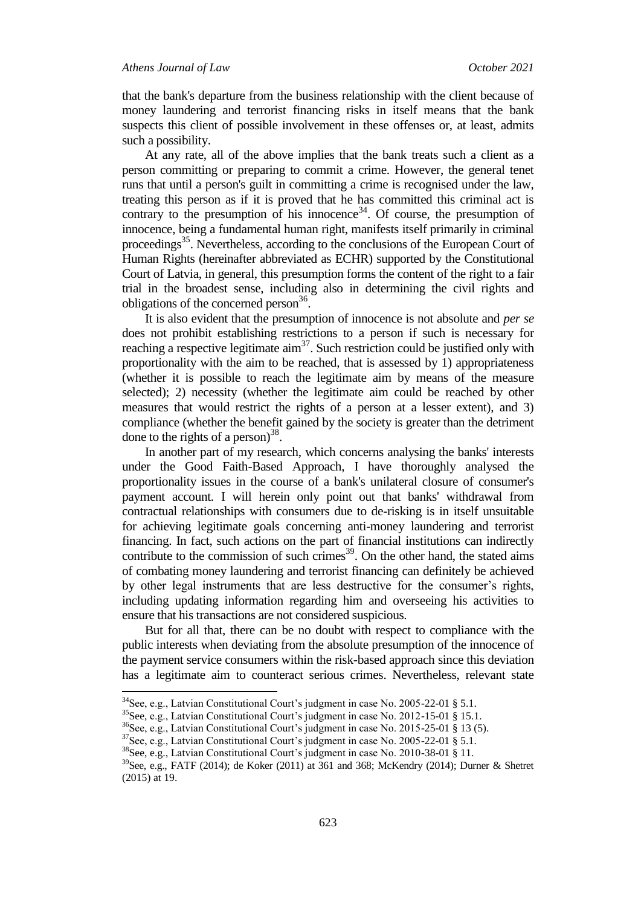that the bank's departure from the business relationship with the client because of money laundering and terrorist financing risks in itself means that the bank suspects this client of possible involvement in these offenses or, at least, admits such a possibility.

At any rate, all of the above implies that the bank treats such a client as a person committing or preparing to commit a crime. However, the general tenet runs that until a person's guilt in committing a crime is recognised under the law, treating this person as if it is proved that he has committed this criminal act is contrary to the presumption of his innocence[34]. Of course, the presumption of innocence, being a fundamental human right, manifests itself primarily in criminal proceedings[35]. Nevertheless, according to the conclusions of the European Court of Human Rights (hereinafter abbreviated as ECHR) supported by the Constitutional Court of Latvia, in general, this presumption forms the content of the right to a fair trial in the broadest sense, including also in determining the civil rights and obligations of the concerned person[36].

It is also evident that the presumption of innocence is not absolute and *per se* does not prohibit establishing restrictions to a person if such is necessary for reaching a respective legitimate aim[37]. Such restriction could be justified only with proportionality with the aim to be reached, that is assessed by 1) appropriateness (whether it is possible to reach the legitimate aim by means of the measure selected); 2) necessity (whether the legitimate aim could be reached by other measures that would restrict the rights of a person at a lesser extent), and 3) compliance (whether the benefit gained by the society is greater than the detriment done to the rights of a person)[38].

In another part of my research, which concerns analysing the banks' interests under the Good Faith-Based Approach, I have thoroughly analysed the proportionality issues in the course of a bank's unilateral closure of consumer's payment account. I will herein only point out that banks' withdrawal from contractual relationships with consumers due to de-risking is in itself unsuitable for achieving legitimate goals concerning anti-money laundering and terrorist financing. In fact, such actions on the part of financial institutions can indirectly contribute to the commission of such crimes[39]. On the other hand, the stated aims of combating money laundering and terrorist financing can definitely be achieved by other legal instruments that are less destructive for the consumer's rights, including updating information regarding him and overseeing his activities to ensure that his transactions are not considered suspicious.

But for all that, there can be no doubt with respect to compliance with the public interests when deviating from the absolute presumption of the innocence of the payment service consumers within the risk-based approach since this deviation has a legitimate aim to counteract serious crimes. Nevertheless, relevant state

---

[34] See, e.g., Latvian Constitutional Court's judgment in case No. 2005-22-01 § 5.1.

[35] See, e.g., Latvian Constitutional Court's judgment in case No. 2012-15-01 § 15.1.

[36] See, e.g., Latvian Constitutional Court's judgment in case No. 2015-25-01 § 13 (5).

[37] See, e.g., Latvian Constitutional Court's judgment in case No. 2005-22-01 § 5.1.

[38] See, e.g., Latvian Constitutional Court's judgment in case No. 2010-38-01 § 11.

[39] See, e.g., FATF (2014); de Koker (2011) at 361 and 368; McKendry (2014); Durner & Shetret (2015) at 19.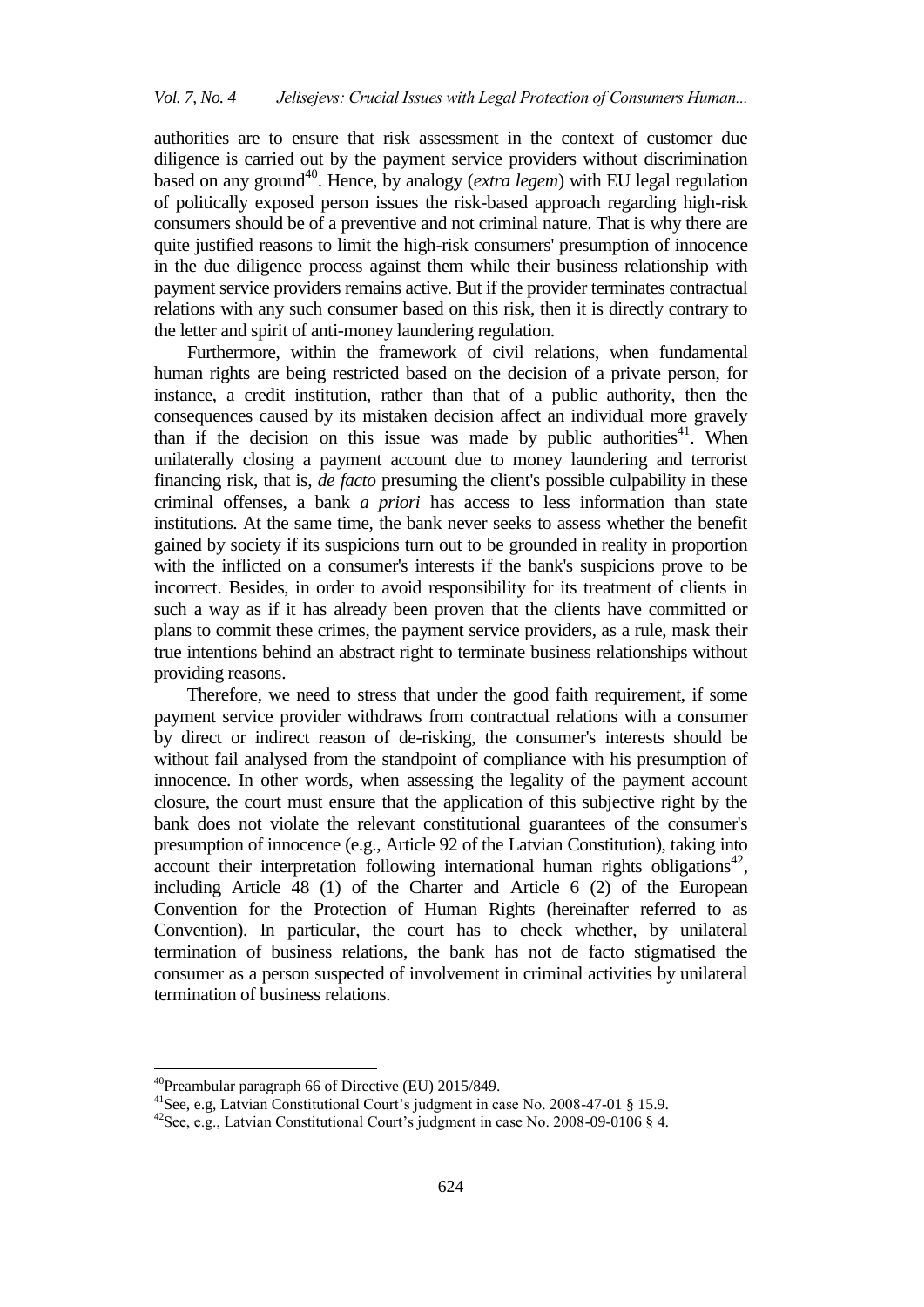authorities are to ensure that risk assessment in the context of customer due diligence is carried out by the payment service providers without discrimination based on any ground[40]. Hence, by analogy (*extra legem*) with EU legal regulation of politically exposed person issues the risk-based approach regarding high-risk consumers should be of a preventive and not criminal nature. That is why there are quite justified reasons to limit the high-risk consumers' presumption of innocence in the due diligence process against them while their business relationship with payment service providers remains active. But if the provider terminates contractual relations with any such consumer based on this risk, then it is directly contrary to the letter and spirit of anti-money laundering regulation.

Furthermore, within the framework of civil relations, when fundamental human rights are being restricted based on the decision of a private person, for instance, a credit institution, rather than that of a public authority, then the consequences caused by its mistaken decision affect an individual more gravely than if the decision on this issue was made by public authorities[41]. When unilaterally closing a payment account due to money laundering and terrorist financing risk, that is, *de facto* presuming the client's possible culpability in these criminal offenses, a bank *a priori* has access to less information than state institutions. At the same time, the bank never seeks to assess whether the benefit gained by society if its suspicions turn out to be grounded in reality in proportion with the inflicted on a consumer's interests if the bank's suspicions prove to be incorrect. Besides, in order to avoid responsibility for its treatment of clients in such a way as if it has already been proven that the clients have committed or plans to commit these crimes, the payment service providers, as a rule, mask their true intentions behind an abstract right to terminate business relationships without providing reasons.

Therefore, we need to stress that under the good faith requirement, if some payment service provider withdraws from contractual relations with a consumer by direct or indirect reason of de-risking, the consumer's interests should be without fail analysed from the standpoint of compliance with his presumption of innocence. In other words, when assessing the legality of the payment account closure, the court must ensure that the application of this subjective right by the bank does not violate the relevant constitutional guarantees of the consumer's presumption of innocence (e.g., Article 92 of the Latvian Constitution), taking into account their interpretation following international human rights obligations[42], including Article 48 (1) of the Charter and Article 6 (2) of the European Convention for the Protection of Human Rights (hereinafter referred to as Convention). In particular, the court has to check whether, by unilateral termination of business relations, the bank has not de facto stigmatised the consumer as a person suspected of involvement in criminal activities by unilateral termination of business relations.

---

[40]Preambular paragraph 66 of Directive (EU) 2015/849.

[41]See, e.g, Latvian Constitutional Court's judgment in case No. 2008-47-01 § 15.9.

[42]See, e.g., Latvian Constitutional Court's judgment in case No. 2008-09-0106 § 4.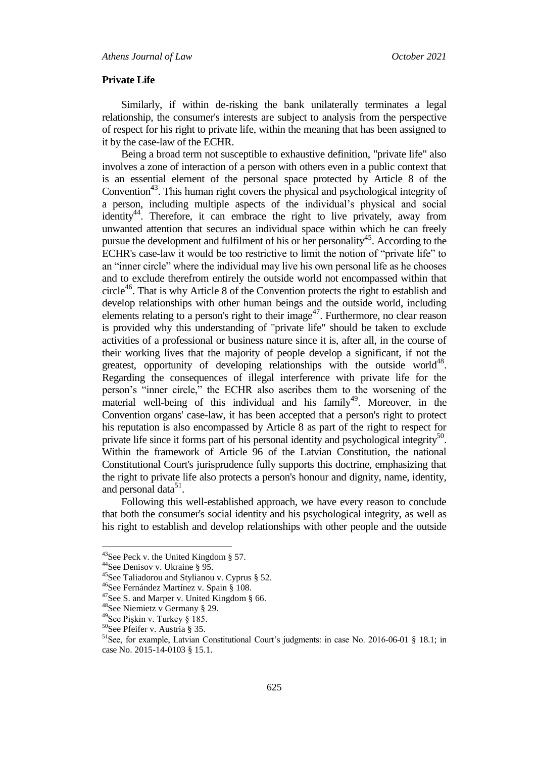**Private Life**

Similarly, if within de-risking the bank unilaterally terminates a legal relationship, the consumer's interests are subject to analysis from the perspective of respect for his right to private life, within the meaning that has been assigned to it by the case-law of the ECHR.

Being a broad term not susceptible to exhaustive definition, "private life" also involves a zone of interaction of a person with others even in a public context that is an essential element of the personal space protected by Article 8 of the Convention[43]. This human right covers the physical and psychological integrity of a person, including multiple aspects of the individual's physical and social identity[44]. Therefore, it can embrace the right to live privately, away from unwanted attention that secures an individual space within which he can freely pursue the development and fulfilment of his or her personality[45]. According to the ECHR's case-law it would be too restrictive to limit the notion of "private life" to an "inner circle" where the individual may live his own personal life as he chooses and to exclude therefrom entirely the outside world not encompassed within that circle[46]. That is why Article 8 of the Convention protects the right to establish and develop relationships with other human beings and the outside world, including elements relating to a person's right to their image[47]. Furthermore, no clear reason is provided why this understanding of "private life" should be taken to exclude activities of a professional or business nature since it is, after all, in the course of their working lives that the majority of people develop a significant, if not the greatest, opportunity of developing relationships with the outside world[48]. Regarding the consequences of illegal interference with private life for the person's "inner circle," the ECHR also ascribes them to the worsening of the material well-being of this individual and his family[49]. Moreover, in the Convention organs' case-law, it has been accepted that a person's right to protect his reputation is also encompassed by Article 8 as part of the right to respect for private life since it forms part of his personal identity and psychological integrity[50]. Within the framework of Article 96 of the Latvian Constitution, the national Constitutional Court's jurisprudence fully supports this doctrine, emphasizing that the right to private life also protects a person's honour and dignity, name, identity, and personal data[51].

Following this well-established approach, we have every reason to conclude that both the consumer's social identity and his psychological integrity, as well as his right to establish and develop relationships with other people and the outside

---

[43]See Peck v. the United Kingdom § 57.

[44]See Denisov v. Ukraine § 95.

[45]See Taliadorou and Stylianou v. Cyprus § 52.

[46]See Fernández Martínez v. Spain § 108.

[47]See S. and Marper v. United Kingdom § 66.

[48]See Niemietz v Germany § 29.

[49]See Pişkin v. Turkey § 185.

[50]See Pfeifer v. Austria § 35.

[51]See, for example, Latvian Constitutional Court's judgments: in case No. 2016-06-01 § 18.1; in case No. 2015-14-0103 § 15.1.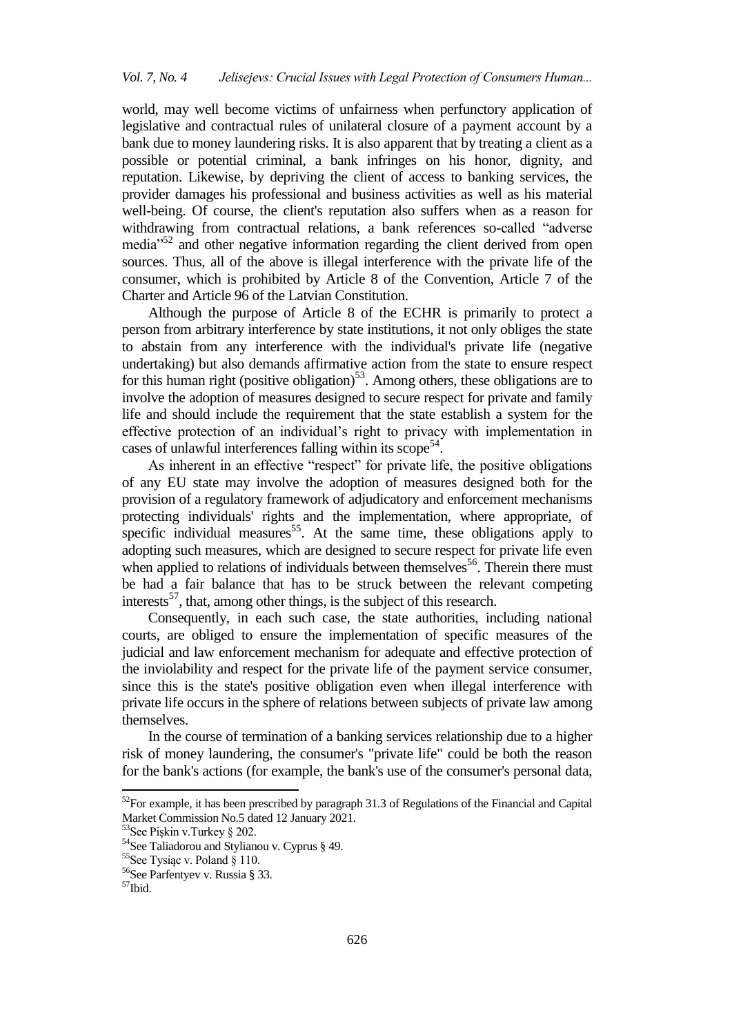world, may well become victims of unfairness when perfunctory application of legislative and contractual rules of unilateral closure of a payment account by a bank due to money laundering risks. It is also apparent that by treating a client as a possible or potential criminal, a bank infringes on his honor, dignity, and reputation. Likewise, by depriving the client of access to banking services, the provider damages his professional and business activities as well as his material well-being. Of course, the client's reputation also suffers when as a reason for withdrawing from contractual relations, a bank references so-called "adverse media"[52] and other negative information regarding the client derived from open sources. Thus, all of the above is illegal interference with the private life of the consumer, which is prohibited by Article 8 of the Convention, Article 7 of the Charter and Article 96 of the Latvian Constitution.

Although the purpose of Article 8 of the ECHR is primarily to protect a person from arbitrary interference by state institutions, it not only obliges the state to abstain from any interference with the individual's private life (negative undertaking) but also demands affirmative action from the state to ensure respect for this human right (positive obligation)[53]. Among others, these obligations are to involve the adoption of measures designed to secure respect for private and family life and should include the requirement that the state establish a system for the effective protection of an individual's right to privacy with implementation in cases of unlawful interferences falling within its scope[54].

As inherent in an effective "respect" for private life, the positive obligations of any EU state may involve the adoption of measures designed both for the provision of a regulatory framework of adjudicatory and enforcement mechanisms protecting individuals' rights and the implementation, where appropriate, of specific individual measures[55]. At the same time, these obligations apply to adopting such measures, which are designed to secure respect for private life even when applied to relations of individuals between themselves[56]. Therein there must be had a fair balance that has to be struck between the relevant competing interests[57], that, among other things, is the subject of this research.

Consequently, in each such case, the state authorities, including national courts, are obliged to ensure the implementation of specific measures of the judicial and law enforcement mechanism for adequate and effective protection of the inviolability and respect for the private life of the payment service consumer, since this is the state's positive obligation even when illegal interference with private life occurs in the sphere of relations between subjects of private law among themselves.

In the course of termination of a banking services relationship due to a higher risk of money laundering, the consumer's "private life" could be both the reason for the bank's actions (for example, the bank's use of the consumer's personal data,

---

[52] For example, it has been prescribed by paragraph 31.3 of Regulations of the Financial and Capital Market Commission No.5 dated 12 January 2021.

[53] See Pişkin v.Turkey § 202.

[54] See Taliadorou and Stylianou v. Cyprus § 49.

[55] See Tysiąc v. Poland § 110.

[56] See Parfentyev v. Russia § 33.

[57] Ibid.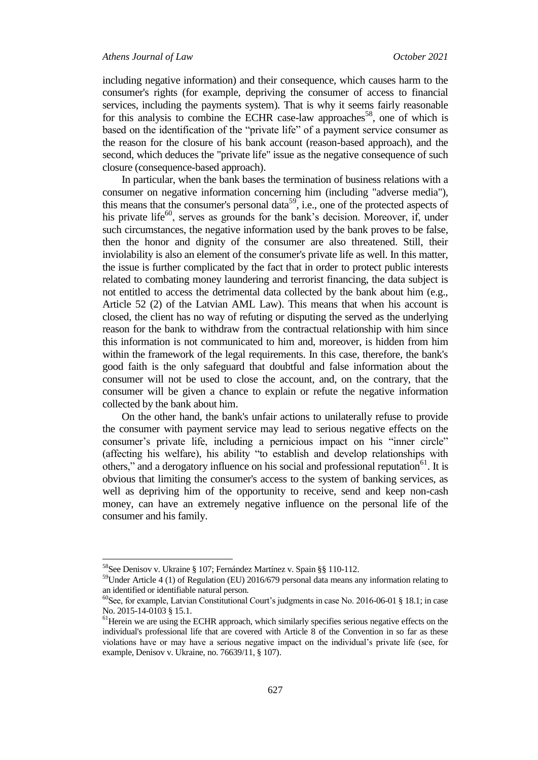including negative information) and their consequence, which causes harm to the consumer's rights (for example, depriving the consumer of access to financial services, including the payments system). That is why it seems fairly reasonable for this analysis to combine the ECHR case-law approaches[58], one of which is based on the identification of the "private life" of a payment service consumer as the reason for the closure of his bank account (reason-based approach), and the second, which deduces the "private life" issue as the negative consequence of such closure (consequence-based approach).

In particular, when the bank bases the termination of business relations with a consumer on negative information concerning him (including "adverse media"), this means that the consumer's personal data[59], i.e., one of the protected aspects of his private life[60], serves as grounds for the bank's decision. Moreover, if, under such circumstances, the negative information used by the bank proves to be false, then the honor and dignity of the consumer are also threatened. Still, their inviolability is also an element of the consumer's private life as well. In this matter, the issue is further complicated by the fact that in order to protect public interests related to combating money laundering and terrorist financing, the data subject is not entitled to access the detrimental data collected by the bank about him (e.g., Article 52 (2) of the Latvian AML Law). This means that when his account is closed, the client has no way of refuting or disputing the served as the underlying reason for the bank to withdraw from the contractual relationship with him since this information is not communicated to him and, moreover, is hidden from him within the framework of the legal requirements. In this case, therefore, the bank's good faith is the only safeguard that doubtful and false information about the consumer will not be used to close the account, and, on the contrary, that the consumer will be given a chance to explain or refute the negative information collected by the bank about him.

On the other hand, the bank's unfair actions to unilaterally refuse to provide the consumer with payment service may lead to serious negative effects on the consumer's private life, including a pernicious impact on his "inner circle" (affecting his welfare), his ability "to establish and develop relationships with others," and a derogatory influence on his social and professional reputation[61]. It is obvious that limiting the consumer's access to the system of banking services, as well as depriving him of the opportunity to receive, send and keep non-cash money, can have an extremely negative influence on the personal life of the consumer and his family.

---

[58] See Denisov v. Ukraine § 107; Fernández Martínez v. Spain §§ 110-112.

[59] Under Article 4 (1) of Regulation (EU) 2016/679 personal data means any information relating to an identified or identifiable natural person.

[60] See, for example, Latvian Constitutional Court's judgments in case No. 2016-06-01 § 18.1; in case No. 2015-14-0103 § 15.1.

[61] Herein we are using the ECHR approach, which similarly specifies serious negative effects on the individual's professional life that are covered with Article 8 of the Convention in so far as these violations have or may have a serious negative impact on the individual's private life (see, for example, Denisov v. Ukraine, no. 76639/11, § 107).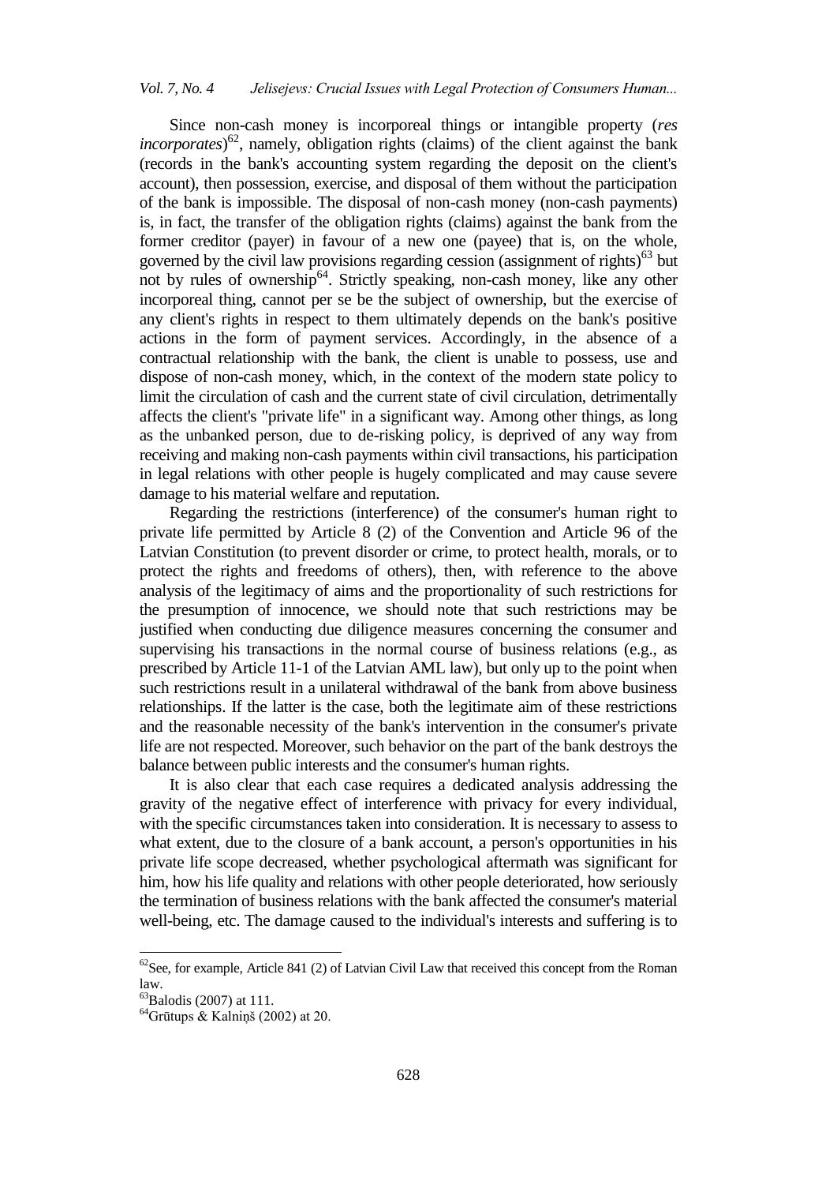Since non-cash money is incorporeal things or intangible property (*res incorporates*)[62], namely, obligation rights (claims) of the client against the bank (records in the bank's accounting system regarding the deposit on the client's account), then possession, exercise, and disposal of them without the participation of the bank is impossible. The disposal of non-cash money (non-cash payments) is, in fact, the transfer of the obligation rights (claims) against the bank from the former creditor (payer) in favour of a new one (payee) that is, on the whole, governed by the civil law provisions regarding cession (assignment of rights)[63] but not by rules of ownership[64]. Strictly speaking, non-cash money, like any other incorporeal thing, cannot per se be the subject of ownership, but the exercise of any client's rights in respect to them ultimately depends on the bank's positive actions in the form of payment services. Accordingly, in the absence of a contractual relationship with the bank, the client is unable to possess, use and dispose of non-cash money, which, in the context of the modern state policy to limit the circulation of cash and the current state of civil circulation, detrimentally affects the client's "private life" in a significant way. Among other things, as long as the unbanked person, due to de-risking policy, is deprived of any way from receiving and making non-cash payments within civil transactions, his participation in legal relations with other people is hugely complicated and may cause severe damage to his material welfare and reputation.

Regarding the restrictions (interference) of the consumer's human right to private life permitted by Article 8 (2) of the Convention and Article 96 of the Latvian Constitution (to prevent disorder or crime, to protect health, morals, or to protect the rights and freedoms of others), then, with reference to the above analysis of the legitimacy of aims and the proportionality of such restrictions for the presumption of innocence, we should note that such restrictions may be justified when conducting due diligence measures concerning the consumer and supervising his transactions in the normal course of business relations (e.g., as prescribed by Article 11-1 of the Latvian AML law), but only up to the point when such restrictions result in a unilateral withdrawal of the bank from above business relationships. If the latter is the case, both the legitimate aim of these restrictions and the reasonable necessity of the bank's intervention in the consumer's private life are not respected. Moreover, such behavior on the part of the bank destroys the balance between public interests and the consumer's human rights.

It is also clear that each case requires a dedicated analysis addressing the gravity of the negative effect of interference with privacy for every individual, with the specific circumstances taken into consideration. It is necessary to assess to what extent, due to the closure of a bank account, a person's opportunities in his private life scope decreased, whether psychological aftermath was significant for him, how his life quality and relations with other people deteriorated, how seriously the termination of business relations with the bank affected the consumer's material well-being, etc. The damage caused to the individual's interests and suffering is to

[62] See, for example, Article 841 (2) of Latvian Civil Law that received this concept from the Roman law.

[63] Balodis (2007) at 111.

[64] Grūtups & Kalniņš (2002) at 20.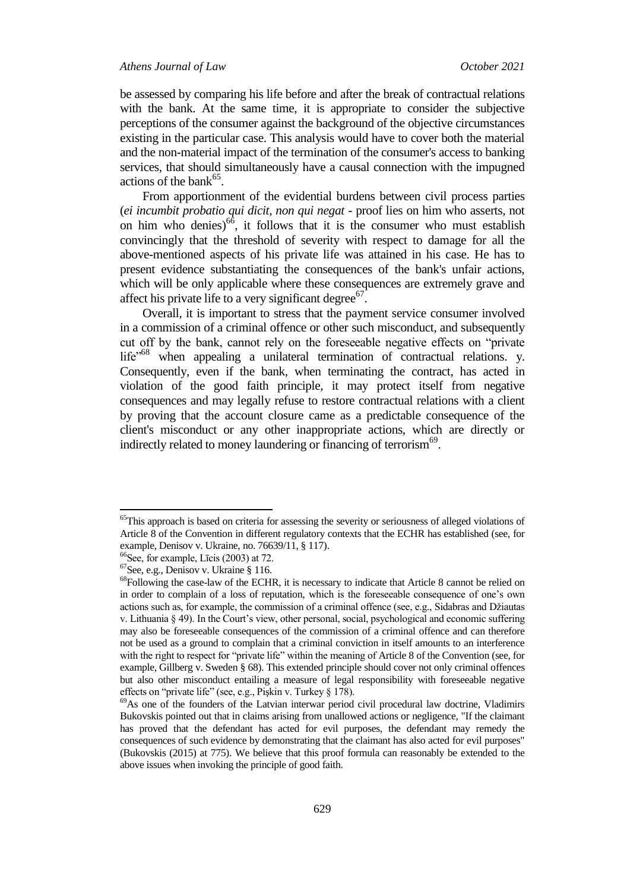be assessed by comparing his life before and after the break of contractual relations with the bank. At the same time, it is appropriate to consider the subjective perceptions of the consumer against the background of the objective circumstances existing in the particular case. This analysis would have to cover both the material and the non-material impact of the termination of the consumer's access to banking services, that should simultaneously have a causal connection with the impugned actions of the bank[65].

From apportionment of the evidential burdens between civil process parties (*ei incumbit probatio qui dicit, non qui negat* - proof lies on him who asserts, not on him who denies)[66], it follows that it is the consumer who must establish convincingly that the threshold of severity with respect to damage for all the above-mentioned aspects of his private life was attained in his case. He has to present evidence substantiating the consequences of the bank's unfair actions, which will be only applicable where these consequences are extremely grave and affect his private life to a very significant degree[67].

Overall, it is important to stress that the payment service consumer involved in a commission of a criminal offence or other such misconduct, and subsequently cut off by the bank, cannot rely on the foreseeable negative effects on "private life"[68] when appealing a unilateral termination of contractual relations. y. Consequently, even if the bank, when terminating the contract, has acted in violation of the good faith principle, it may protect itself from negative consequences and may legally refuse to restore contractual relations with a client by proving that the account closure came as a predictable consequence of the client's misconduct or any other inappropriate actions, which are directly or indirectly related to money laundering or financing of terrorism[69].

---

[65]This approach is based on criteria for assessing the severity or seriousness of alleged violations of Article 8 of the Convention in different regulatory contexts that the ECHR has established (see, for example, Denisov v. Ukraine, no. 76639/11, § 117).

[66]See, for example, Līcis (2003) at 72.

[67]See, e.g., Denisov v. Ukraine § 116.

[68]Following the case-law of the ECHR, it is necessary to indicate that Article 8 cannot be relied on in order to complain of a loss of reputation, which is the foreseeable consequence of one's own actions such as, for example, the commission of a criminal offence (see, e.g., Sidabras and Džiautas v. Lithuania § 49). In the Court's view, other personal, social, psychological and economic suffering may also be foreseeable consequences of the commission of a criminal offence and can therefore not be used as a ground to complain that a criminal conviction in itself amounts to an interference with the right to respect for "private life" within the meaning of Article 8 of the Convention (see, for example, Gillberg v. Sweden § 68). This extended principle should cover not only criminal offences but also other misconduct entailing a measure of legal responsibility with foreseeable negative effects on "private life" (see, e.g., Pişkin v. Turkey § 178).

[69]As one of the founders of the Latvian interwar period civil procedural law doctrine, Vladimirs Bukovskis pointed out that in claims arising from unallowed actions or negligence, "If the claimant has proved that the defendant has acted for evil purposes, the defendant may remedy the consequences of such evidence by demonstrating that the claimant has also acted for evil purposes" (Bukovskis (2015) at 775). We believe that this proof formula can reasonably be extended to the above issues when invoking the principle of good faith.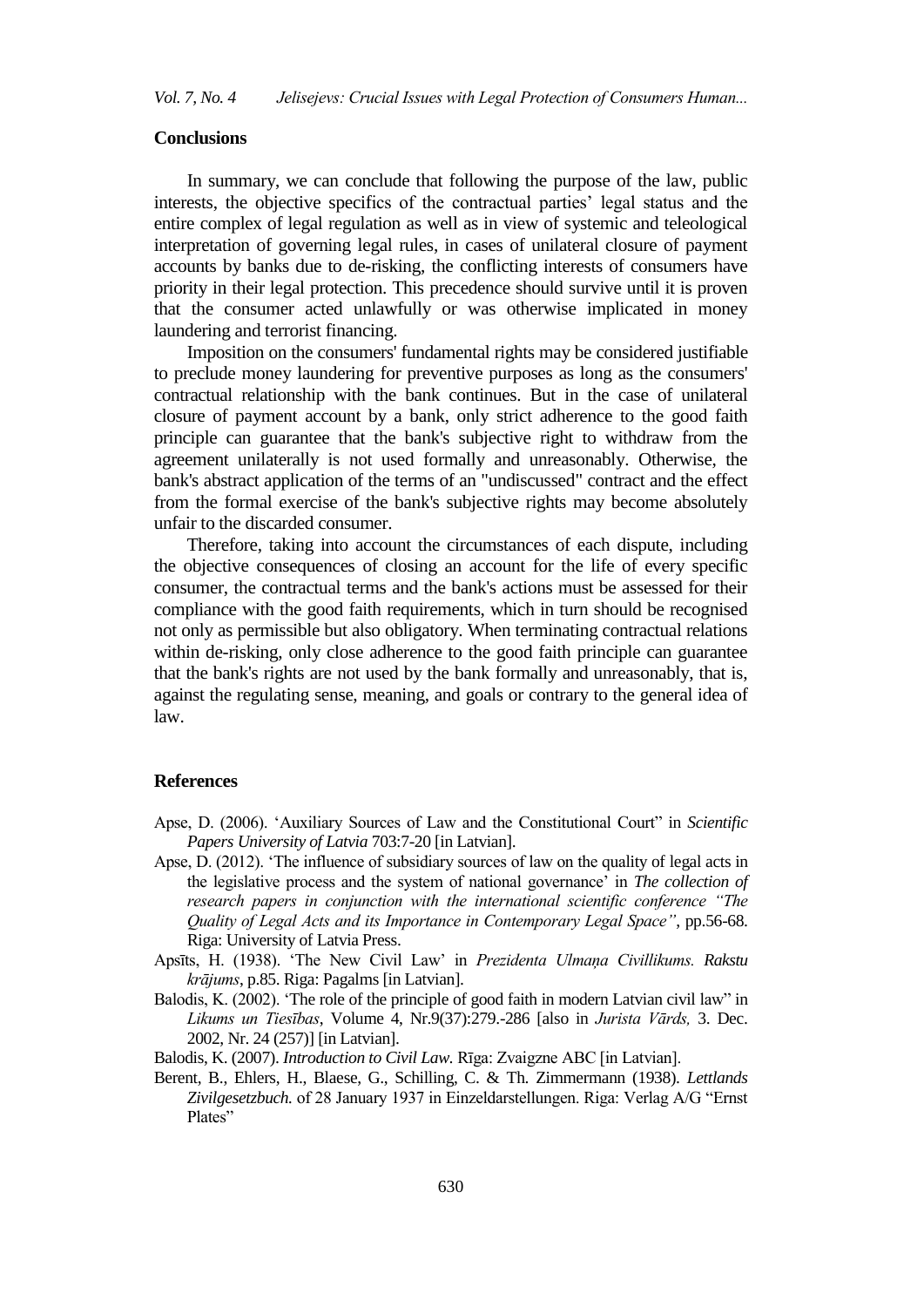## Conclusions

In summary, we can conclude that following the purpose of the law, public interests, the objective specifics of the contractual parties' legal status and the entire complex of legal regulation as well as in view of systemic and teleological interpretation of governing legal rules, in cases of unilateral closure of payment accounts by banks due to de-risking, the conflicting interests of consumers have priority in their legal protection. This precedence should survive until it is proven that the consumer acted unlawfully or was otherwise implicated in money laundering and terrorist financing.

Imposition on the consumers' fundamental rights may be considered justifiable to preclude money laundering for preventive purposes as long as the consumers' contractual relationship with the bank continues. But in the case of unilateral closure of payment account by a bank, only strict adherence to the good faith principle can guarantee that the bank's subjective right to withdraw from the agreement unilaterally is not used formally and unreasonably. Otherwise, the bank's abstract application of the terms of an "undiscussed" contract and the effect from the formal exercise of the bank's subjective rights may become absolutely unfair to the discarded consumer.

Therefore, taking into account the circumstances of each dispute, including the objective consequences of closing an account for the life of every specific consumer, the contractual terms and the bank's actions must be assessed for their compliance with the good faith requirements, which in turn should be recognised not only as permissible but also obligatory. When terminating contractual relations within de-risking, only close adherence to the good faith principle can guarantee that the bank's rights are not used by the bank formally and unreasonably, that is, against the regulating sense, meaning, and goals or contrary to the general idea of law.

## References

Apse, D. (2006). 'Auxiliary Sources of Law and the Constitutional Court" in *Scientific Papers University of Latvia* 703:7-20 [in Latvian].

Apse, D. (2012). 'The influence of subsidiary sources of law on the quality of legal acts in the legislative process and the system of national governance' in *The collection of research papers in conjunction with the international scientific conference "The Quality of Legal Acts and its Importance in Contemporary Legal Space"*, pp.56-68. Riga: University of Latvia Press.

Apsīts, H. (1938). 'The New Civil Law' in *Prezidenta Ulmaņa Civillikums. Rakstu krājums*, p.85. Riga: Pagalms [in Latvian].

Balodis, K. (2002). 'The role of the principle of good faith in modern Latvian civil law" in *Likums un Tiesības*, Volume 4, Nr.9(37):279.-286 [also in *Jurista Vārds,* 3. Dec. 2002, Nr. 24 (257)] [in Latvian].

Balodis, K. (2007). *Introduction to Civil Law.* Rīga: Zvaigzne ABC [in Latvian].

Berent, B., Ehlers, H., Blaese, G., Schilling, C. & Th. Zimmermann (1938). *Lettlands Zivilgesetzbuch.* of 28 January 1937 in Einzeldarstellungen. Riga: Verlag A/G "Ernst Plates"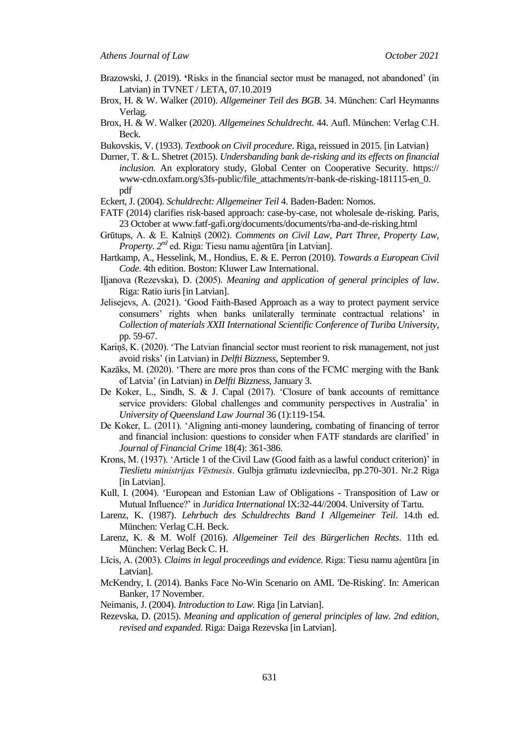Brazowski, J. (2019). **'**Risks in the financial sector must be managed, not abandoned' (in Latvian) in TVNET / LETA, 07.10.2019

Brox, H. & W. Walker (2010). *Allgemeiner Teil des BGB*. 34. München: Carl Heymanns Verlag.

Brox, H. & W. Walker (2020). *Allgemeines Schuldrecht*. 44. Aufl. München: Verlag C.H. Beck.

Bukovskis, V. (1933). *Textbook on Civil procedure*. Riga, reissued in 2015. [in Latvian}

Durner, T. & L. Shetret (2015). *Undersbanding bank de-risking and its effects on financial inclusion*. An exploratory study, Global Center on Cooperative Security. https://www-cdn.oxfam.org/s3fs-public/file_attachments/rr-bank-de-risking-181115-en_0.pdf

Eckert, J. (2004). *Schuldrecht: Allgemeiner Teil* 4. Baden-Baden: Nomos.

FATF (2014) clarifies risk-based approach: case-by-case, not wholesale de-risking. Paris, 23 October at www.fatf-gafi.org/documents/documents/rba-and-de-risking.html

Grūtups, A. & E. Kalniņš (2002). *Comments on Civil Law, Part Three, Property Law, Property*. *2nd* ed. Riga: Tiesu namu aģentūra [in Latvian].

Hartkamp, A., Hesselink, M., Hondius, E. & E. Perron (2010). *Towards a European Civil Code*. 4th edition. Boston: Kluwer Law International.

Iļjanova (Rezevska), D. (2005). *Meaning and application of general principles of law*. Riga: Ratio iuris [in Latvian].

Jelisejevs, A. (2021). 'Good Faith-Based Approach as a way to protect payment service consumers' rights when banks unilaterally terminate contractual relations' in *Collection of materials XXII International Scientific Conference of Turiba University*, pp. 59-67.

Kariņš, K. (2020). 'The Latvian financial sector must reorient to risk management, not just avoid risks' (in Latvian) in *Delfti Bizzness*, September 9.

Kazāks, M. (2020). 'There are more pros than cons of the FCMC merging with the Bank of Latvia' (in Latvian) in *Delfti Bizzness*, January 3.

De Koker, L., Sindh, S. & J. Capal (2017). 'Closure of bank accounts of remittance service providers: Global challenges and community perspectives in Australia' in *University of Queensland Law Journal* 36 (1):119-154.

De Koker, L. (2011). 'Aligning anti-money laundering, combating of financing of terror and financial inclusion: questions to consider when FATF standards are clarified' in *Journal of Financial Crime* 18(4): 361-386.

Krons, M. (1937). 'Article 1 of the Civil Law (Good faith as a lawful conduct criterion)' in *Tieslietu ministrijas Vēstnesis*. Gulbja grāmatu izdevniecība, pp.270-301. Nr.2 Riga [in Latvian].

Kull, I. (2004). 'European and Estonian Law of Obligations - Transposition of Law or Mutual Influence?' in *Juridica International* IX:32-44//2004. University of Tartu.

Larenz, K. (1987). *Lehrbuch des Schuldrechts Band I Allgemeiner Teil*. 14.th ed. München: Verlag C.H. Beck.

Larenz, K. & M. Wolf (2016). *Allgemeiner Teil des Bürgerlichen Rechts*. 11th ed. München: Verlag Beck C. H.

Līcis, A. (2003). *Claims in legal proceedings and evidence.* Riga: Tiesu namu aģentūra [in Latvian].

McKendry, I. (2014). Banks Face No-Win Scenario on AML 'De-Risking'. In: American Banker, 17 November.

Neimanis, J. (2004). *Introduction to Law*. Riga [in Latvian].

Rezevska, D. (2015). *Meaning and application of general principles of law. 2nd edition, revised and expanded.* Riga: Daiga Rezevska [in Latvian].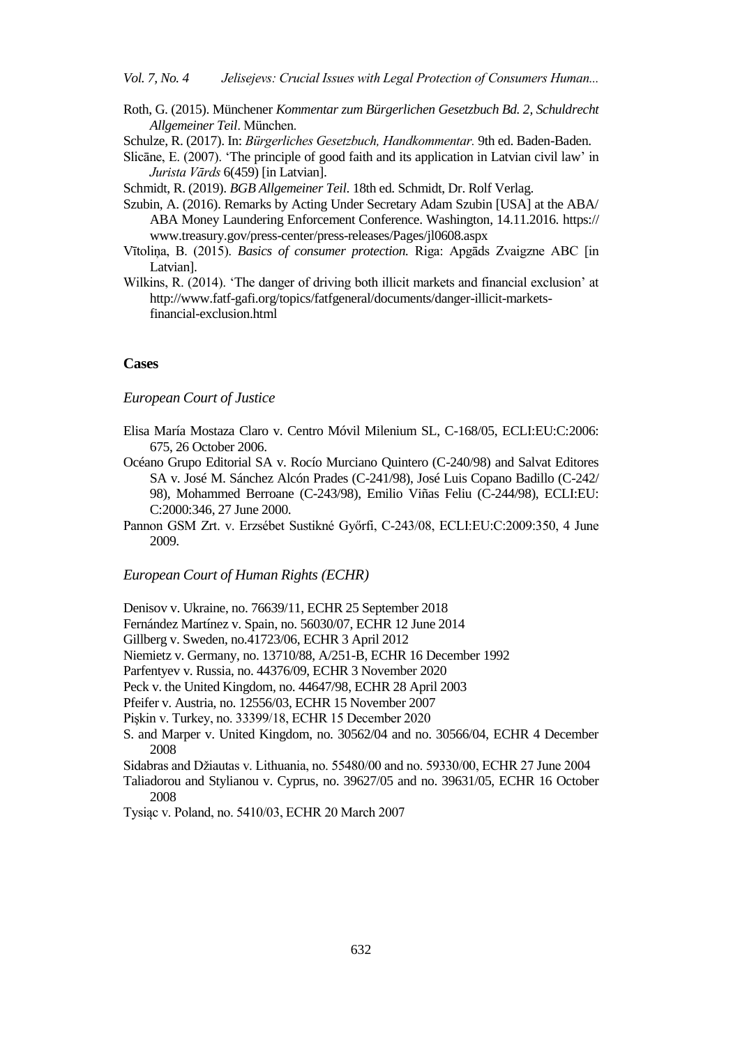Roth, G. (2015). Münchener *Kommentar zum Bürgerlichen Gesetzbuch Bd. 2, Schuldrecht Allgemeiner Teil*. München.

Schulze, R. (2017). In: *Bürgerliches Gesetzbuch, Handkommentar.* 9th ed. Baden-Baden.

Slicāne, E. (2007). 'The principle of good faith and its application in Latvian civil law' in *Jurista Vārds* 6(459) [in Latvian].

Schmidt, R. (2019). *BGB Allgemeiner Teil*. 18th ed. Schmidt, Dr. Rolf Verlag.

Szubin, A. (2016). Remarks by Acting Under Secretary Adam Szubin [USA] at the ABA/ABA Money Laundering Enforcement Conference. Washington, 14.11.2016. https://www.treasury.gov/press-center/press-releases/Pages/jl0608.aspx

Vītoliņa, B. (2015). *Basics of consumer protection.* Riga: Apgāds Zvaigzne ABC [in Latvian].

Wilkins, R. (2014). 'The danger of driving both illicit markets and financial exclusion' at http://www.fatf-gafi.org/topics/fatfgeneral/documents/danger-illicit-markets-financial-exclusion.html

### Cases

#### *European Court of Justice*

Elisa María Mostaza Claro v. Centro Móvil Milenium SL, C-168/05, ECLI:EU:C:2006:675, 26 October 2006.

Océano Grupo Editorial SA v. Rocío Murciano Quintero (C-240/98) and Salvat Editores SA v. José M. Sánchez Alcón Prades (C-241/98), José Luis Copano Badillo (C-242/98), Mohammed Berroane (C-243/98), Emilio Viñas Feliu (C-244/98), ECLI:EU:C:2000:346, 27 June 2000.

Pannon GSM Zrt. v. Erzsébet Sustikné Győrfi, C-243/08, ECLI:EU:C:2009:350, 4 June 2009.

#### *European Court of Human Rights (ECHR)*

Denisov v. Ukraine, no. 76639/11, ECHR 25 September 2018

Fernández Martínez v. Spain, no. 56030/07, ECHR 12 June 2014

Gillberg v. Sweden, no.41723/06, ECHR 3 April 2012

Niemietz v. Germany, no. 13710/88, A/251-B, ECHR 16 December 1992

Parfentyev v. Russia, no. 44376/09, ECHR 3 November 2020

Peck v. the United Kingdom, no. 44647/98, ECHR 28 April 2003

Pfeifer v. Austria, no. 12556/03, ECHR 15 November 2007

Pişkin v. Turkey, no. 33399/18, ECHR 15 December 2020

S. and Marper v. United Kingdom, no. 30562/04 and no. 30566/04, ECHR 4 December 2008

Sidabras and Džiautas v. Lithuania, no. 55480/00 and no. 59330/00, ECHR 27 June 2004

Taliadorou and Stylianou v. Cyprus, no. 39627/05 and no. 39631/05, ECHR 16 October 2008

Tysiąc v. Poland, no. 5410/03, ECHR 20 March 2007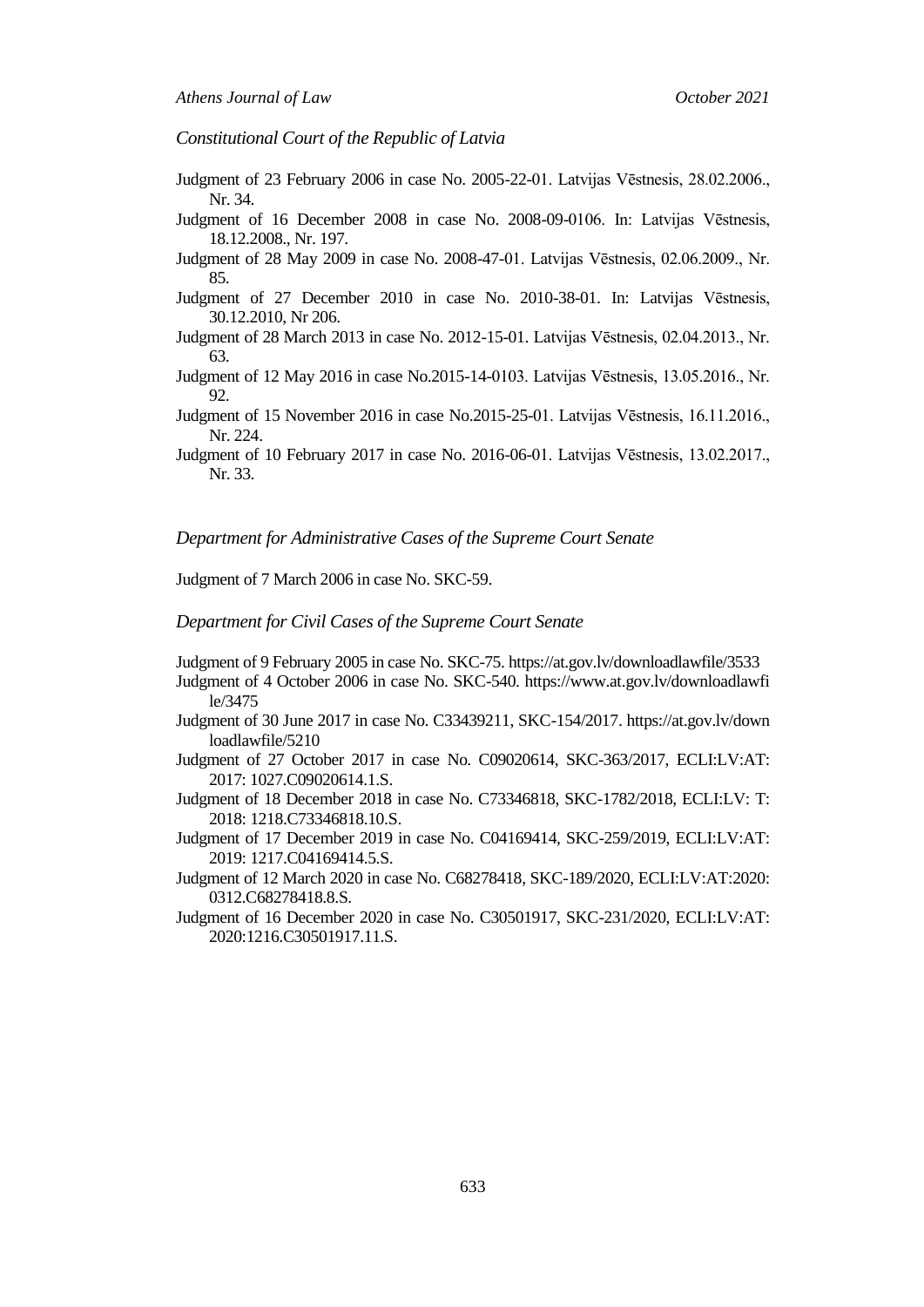*Constitutional Court of the Republic of Latvia*

Judgment of 23 February 2006 in case No. 2005-22-01. Latvijas Vēstnesis, 28.02.2006., Nr. 34.

Judgment of 16 December 2008 in case No. 2008-09-0106. In: Latvijas Vēstnesis, 18.12.2008., Nr. 197.

Judgment of 28 May 2009 in case No. 2008-47-01. Latvijas Vēstnesis, 02.06.2009., Nr. 85.

Judgment of 27 December 2010 in case No. 2010-38-01. In: Latvijas Vēstnesis, 30.12.2010, Nr 206.

Judgment of 28 March 2013 in case No. 2012-15-01. Latvijas Vēstnesis, 02.04.2013., Nr. 63.

Judgment of 12 May 2016 in case No.2015-14-0103. Latvijas Vēstnesis, 13.05.2016., Nr. 92.

Judgment of 15 November 2016 in case No.2015-25-01. Latvijas Vēstnesis, 16.11.2016., Nr. 224.

Judgment of 10 February 2017 in case No. 2016-06-01. Latvijas Vēstnesis, 13.02.2017., Nr. 33.

*Department for Administrative Cases of the Supreme Court Senate*

Judgment of 7 March 2006 in case No. SKC-59.

*Department for Civil Cases of the Supreme Court Senate*

Judgment of 9 February 2005 in case No. SKC-75. https://at.gov.lv/downloadlawfile/3533

Judgment of 4 October 2006 in case No. SKC-540. https://www.at.gov.lv/downloadlawfile/3475

Judgment of 30 June 2017 in case No. C33439211, SKC-154/2017. https://at.gov.lv/downloadlawfile/5210

Judgment of 27 October 2017 in case No. C09020614, SKC-363/2017, ECLI:LV:AT: 2017: 1027.C09020614.1.S.

Judgment of 18 December 2018 in case No. C73346818, SKC-1782/2018, ECLI:LV: T: 2018: 1218.C73346818.10.S.

Judgment of 17 December 2019 in case No. C04169414, SKC-259/2019, ECLI:LV:AT: 2019: 1217.C04169414.5.S.

Judgment of 12 March 2020 in case No. C68278418, SKC-189/2020, ECLI:LV:AT:2020: 0312.C68278418.8.S.

Judgment of 16 December 2020 in case No. C30501917, SKC-231/2020, ECLI:LV:AT: 2020:1216.C30501917.11.S.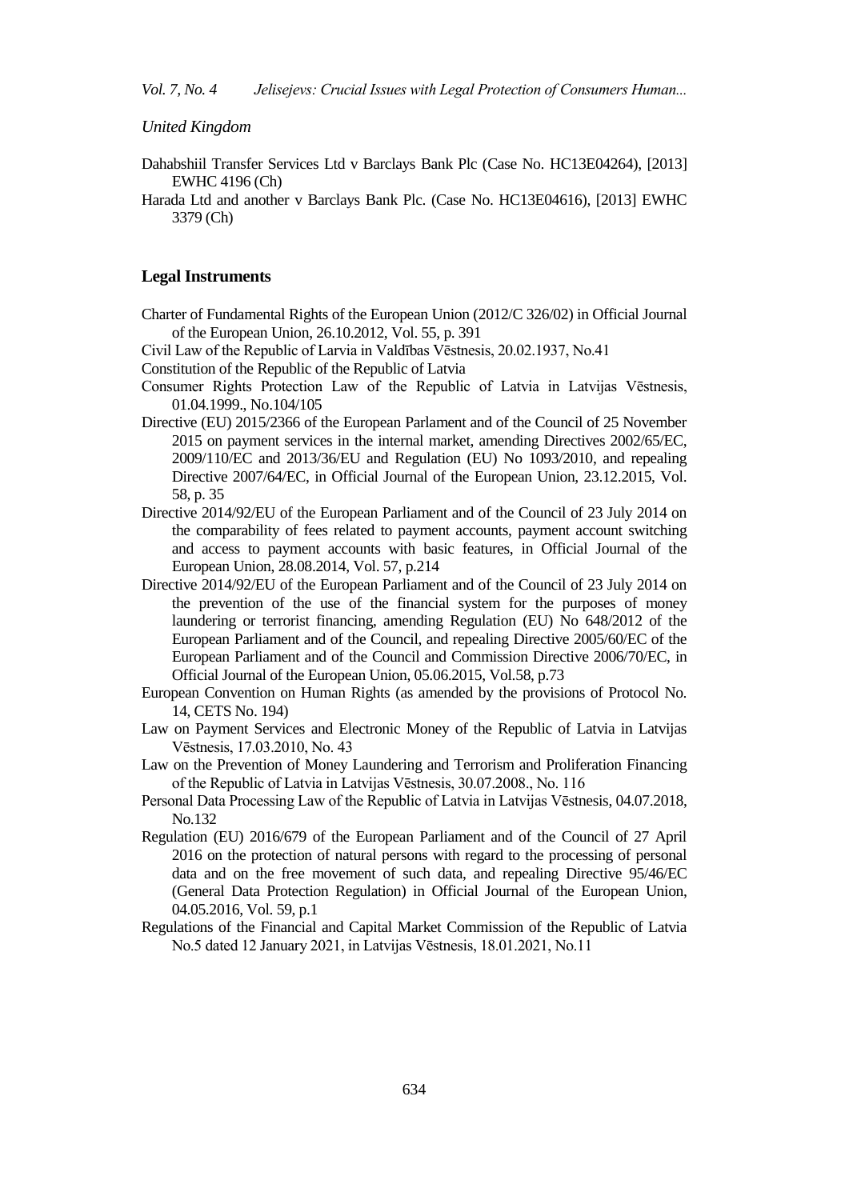*United Kingdom*

Dahabshiil Transfer Services Ltd v Barclays Bank Plc (Case No. HC13E04264), [2013] EWHC 4196 (Ch)

Harada Ltd and another v Barclays Bank Plc. (Case No. HC13E04616), [2013] EWHC 3379 (Ch)

## Legal Instruments

Charter of Fundamental Rights of the European Union (2012/C 326/02) in Official Journal of the European Union, 26.10.2012, Vol. 55, p. 391

Civil Law of the Republic of Larvia in Valdības Vēstnesis, 20.02.1937, No.41

Constitution of the Republic of the Republic of Latvia

Consumer Rights Protection Law of the Republic of Latvia in Latvijas Vēstnesis, 01.04.1999., No.104/105

Directive (EU) 2015/2366 of the European Parlament and of the Council of 25 November 2015 on payment services in the internal market, amending Directives 2002/65/EC, 2009/110/EC and 2013/36/EU and Regulation (EU) No 1093/2010, and repealing Directive 2007/64/EC, in Official Journal of the European Union, 23.12.2015, Vol. 58, p. 35

Directive 2014/92/EU of the European Parliament and of the Council of 23 July 2014 on the comparability of fees related to payment accounts, payment account switching and access to payment accounts with basic features, in Official Journal of the European Union, 28.08.2014, Vol. 57, p.214

Directive 2014/92/EU of the European Parliament and of the Council of 23 July 2014 on the prevention of the use of the financial system for the purposes of money laundering or terrorist financing, amending Regulation (EU) No 648/2012 of the European Parliament and of the Council, and repealing Directive 2005/60/EC of the European Parliament and of the Council and Commission Directive 2006/70/EC, in Official Journal of the European Union, 05.06.2015, Vol.58, p.73

European Convention on Human Rights (as amended by the provisions of Protocol No. 14, CETS No. 194)

Law on Payment Services and Electronic Money of the Republic of Latvia in Latvijas Vēstnesis, 17.03.2010, No. 43

Law on the Prevention of Money Laundering and Terrorism and Proliferation Financing of the Republic of Latvia in Latvijas Vēstnesis, 30.07.2008., No. 116

Personal Data Processing Law of the Republic of Latvia in Latvijas Vēstnesis, 04.07.2018, No.132

Regulation (EU) 2016/679 of the European Parliament and of the Council of 27 April 2016 on the protection of natural persons with regard to the processing of personal data and on the free movement of such data, and repealing Directive 95/46/EC (General Data Protection Regulation) in Official Journal of the European Union, 04.05.2016, Vol. 59, p.1

Regulations of the Financial and Capital Market Commission of the Republic of Latvia No.5 dated 12 January 2021, in Latvijas Vēstnesis, 18.01.2021, No.11